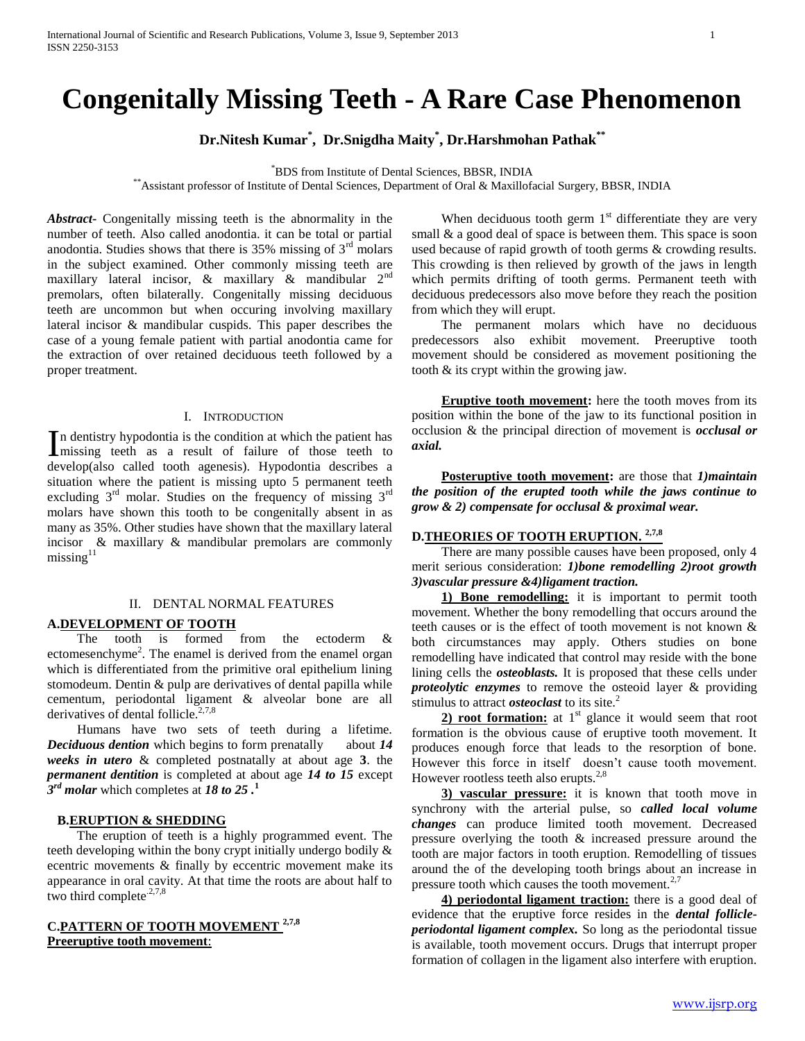# Congenitally Missing Teeth - A Rare Case Phenomenon

**Dr.Nitesh Kumar[*], Dr.Snigdha Maity[*], Dr.Harshmohan Pathak[**]**

[*]BDS from Institute of Dental Sciences, BBSR, INDIA
[**]Assistant professor of Institute of Dental Sciences, Department of Oral & Maxillofacial Surgery, BBSR, INDIA

***Abstract-*** Congenitally missing teeth is the abnormality in the number of teeth. Also called anodontia. it can be total or partial anodontia. Studies shows that there is 35% missing of 3rd molars in the subject examined. Other commonly missing teeth are maxillary lateral incisor, & maxillary & mandibular 2nd premolars, often bilaterally. Congenitally missing deciduous teeth are uncommon but when occuring involving maxillary lateral incisor & mandibular cuspids. This paper describes the case of a young female patient with partial anodontia came for the extraction of over retained deciduous teeth followed by a proper treatment.

## I. Introduction

In dentistry hypodontia is the condition at which the patient has missing teeth as a result of failure of those teeth to develop(also called tooth agenesis). Hypodontia describes a situation where the patient is missing upto 5 permanent teeth excluding 3rd molar. Studies on the frequency of missing 3rd molars have shown this tooth to be congenitally absent in as many as 35%. Other studies have shown that the maxillary lateral incisor & maxillary & mandibular premolars are commonly missing[11]

## II. Dental Normal Features

### A.<u>DEVELOPMENT OF TOOTH</u>

The tooth is formed from the ectoderm & ectomesenchyme[2]. The enamel is derived from the enamel organ which is differentiated from the primitive oral epithelium lining stomodeum. Dentin & pulp are derivatives of dental papilla while cementum, periodontal ligament & alveolar bone are all derivatives of dental follicle.[2,7,8]

Humans have two sets of teeth during a lifetime. ***Deciduous dention*** which begins to form prenatally about ***14 weeks in utero*** & completed postnatally at about age **3**. the ***permanent dentition*** is completed at about age ***14 to 15*** except ***3rd molar*** which completes at ***18 to 25*** **.**[1]

### B.<u>ERUPTION & SHEDDING</u>

The eruption of teeth is a highly programmed event. The teeth developing within the bony crypt initially undergo bodily & ecentric movements & finally by eccentric movement make its appearance in oral cavity. At that time the roots are about half to two third complete[2,7,8]

### C.<u>PATTERN OF TOOTH MOVEMENT</u> [2,7,8]

**<u>Preeruptive tooth movement</u>**:

When deciduous tooth germ 1st differentiate they are very small & a good deal of space is between them. This space is soon used because of rapid growth of tooth germs & crowding results. This crowding is then relieved by growth of the jaws in length which permits drifting of tooth germs. Permanent teeth with deciduous predecessors also move before they reach the position from which they will erupt.

The permanent molars which have no deciduous predecessors also exhibit movement. Preeruptive tooth movement should be considered as movement positioning the tooth & its crypt within the growing jaw.

**<u>Eruptive tooth movement</u>:** here the tooth moves from its position within the bone of the jaw to its functional position in occlusion & the principal direction of movement is ***occlusal or axial.***

**<u>Posteruptive tooth movement</u>:** are those that ***1)maintain the position of the erupted tooth while the jaws continue to grow & 2) compensate for occlusal & proximal wear.***

### D.<u>THEORIES OF TOOTH ERUPTION.</u> [2,7,8]

There are many possible causes have been proposed, only 4 merit serious consideration: ***1)bone remodelling 2)root growth 3)vascular pressure &4)ligament traction.***

**<u>1) Bone remodelling:</u>** it is important to permit tooth movement. Whether the bony remodelling that occurs around the teeth causes or is the effect of tooth movement is not known & both circumstances may apply. Others studies on bone remodelling have indicated that control may reside with the bone lining cells the ***osteoblasts.*** It is proposed that these cells under ***proteolytic enzymes*** to remove the osteoid layer & providing stimulus to attract ***osteoclast*** to its site.[2]

**<u>2) root formation:</u>** at 1st glance it would seem that root formation is the obvious cause of eruptive tooth movement. It produces enough force that leads to the resorption of bone. However this force in itself doesn't cause tooth movement. However rootless teeth also erupts.[2,8]

**<u>3) vascular pressure:</u>** it is known that tooth move in synchrony with the arterial pulse, so ***called local volume changes*** can produce limited tooth movement. Decreased pressure overlying the tooth & increased pressure around the tooth are major factors in tooth eruption. Remodelling of tissues around the of the developing tooth brings about an increase in pressure tooth which causes the tooth movement.[2,7]

**<u>4) periodontal ligament traction:</u>** there is a good deal of evidence that the eruptive force resides in the ***dental follicle-periodontal ligament complex.*** So long as the periodontal tissue is available, tooth movement occurs. Drugs that interrupt proper formation of collagen in the ligament also interfere with eruption.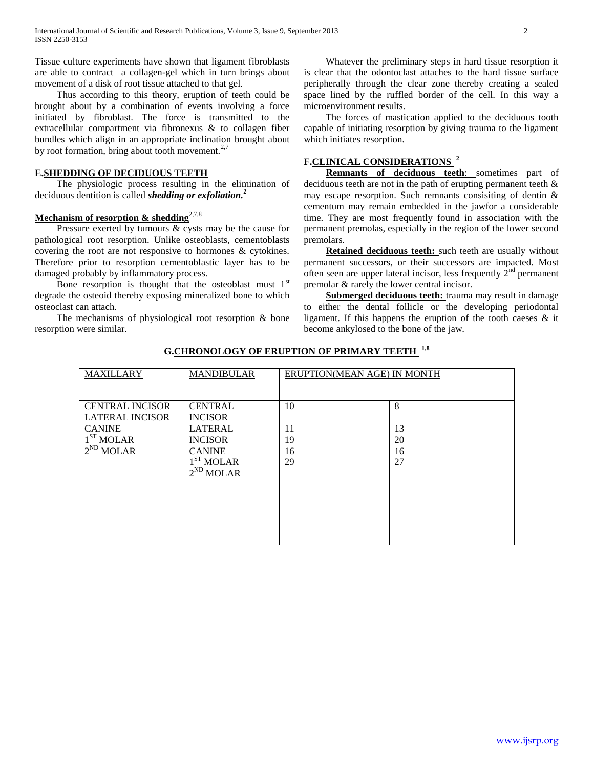Tissue culture experiments have shown that ligament fibroblasts are able to contract a collagen-gel which in turn brings about movement of a disk of root tissue attached to that gel.

Thus according to this theory, eruption of teeth could be brought about by a combination of events involving a force initiated by fibroblast. The force is transmitted to the extracellular compartment via fibronexus & to collagen fiber bundles which align in an appropriate inclination brought about by root formation, bring about tooth movement.[2,7]

## E.SHEDDING OF DECIDUOUS TEETH

The physiologic process resulting in the elimination of deciduous dentition is called ***shedding or exfoliation.***[2]

### Mechanism of resorption & shedding[2,7,8]

Pressure exerted by tumours & cysts may be the cause for pathological root resorption. Unlike osteoblasts, cementoblasts covering the root are not responsive to hormones & cytokines. Therefore prior to resorption cementoblastic layer has to be damaged probably by inflammatory process.

Bone resorption is thought that the osteoblast must 1st degrade the osteoid thereby exposing mineralized bone to which osteoclast can attach.

The mechanisms of physiological root resorption & bone resorption were similar.

Whatever the preliminary steps in hard tissue resorption it is clear that the odontoclast attaches to the hard tissue surface peripherally through the clear zone thereby creating a sealed space lined by the ruffled border of the cell. In this way a microenvironment results.

The forces of mastication applied to the deciduous tooth capable of initiating resorption by giving trauma to the ligament which initiates resorption.

## F.CLINICAL CONSIDERATIONS [2]

**Remnants of deciduous teeth**: sometimes part of deciduous teeth are not in the path of erupting permanent teeth & may escape resorption. Such remnants consisiting of dentin & cementum may remain embedded in the jawfor a considerable time. They are most frequently found in association with the permanent premolas, especially in the region of the lower second premolars.

**Retained deciduous teeth:** such teeth are usually without permanent successors, or their successors are impacted. Most often seen are upper lateral incisor, less frequently 2nd permanent premolar & rarely the lower central incisor.

**Submerged deciduous teeth:** trauma may result in damage to either the dental follicle or the developing periodontal ligament. If this happens the eruption of the tooth caeses & it become ankylosed to the bone of the jaw.

## G.CHRONOLOGY OF ERUPTION OF PRIMARY TEETH [1,8]

| MAXILLARY | MANDIBULAR | ERUPTION(MEAN AGE) IN MONTH | |
|---|---|---|---|
| CENTRAL INCISOR | CENTRAL INCISOR | 10 | 8 |
| LATERAL INCISOR | LATERAL INCISOR | 11 | 13 |
| CANINE | CANINE | 19 | 20 |
| 1ST MOLAR | 1ST MOLAR | 16 | 16 |
| 2ND MOLAR | 2ND MOLAR | 29 | 27 |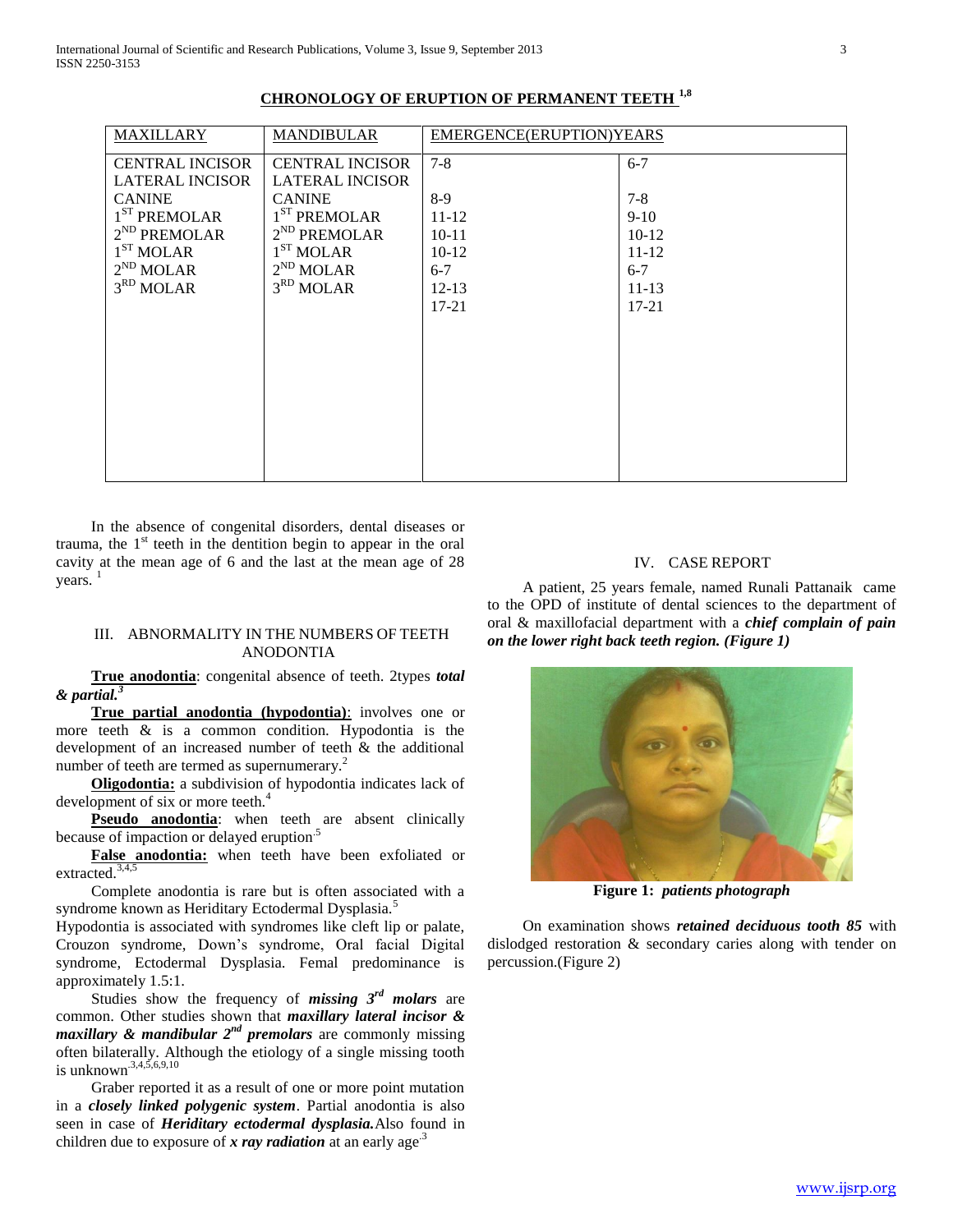## CHRONOLOGY OF ERUPTION OF PERMANENT TEETH [1,8]

| MAXILLARY | MANDIBULAR | EMERGENCE(ERUPTION)YEARS | |
|---|---|---|---|
| CENTRAL INCISOR | CENTRAL INCISOR | 7-8 | 6-7 |
| LATERAL INCISOR | LATERAL INCISOR | | |
| CANINE | CANINE | 8-9 | 7-8 |
| 1ST PREMOLAR | 1ST PREMOLAR | 11-12 | 9-10 |
| 2ND PREMOLAR | 2ND PREMOLAR | 10-11 | 10-12 |
| 1ST MOLAR | 1ST MOLAR | 10-12 | 11-12 |
| 2ND MOLAR | 2ND MOLAR | 6-7 | 6-7 |
| 3RD MOLAR | 3RD MOLAR | 12-13 | 11-13 |
| | | 17-21 | 17-21 |

In the absence of congenital disorders, dental diseases or trauma, the 1st teeth in the dentition begin to appear in the oral cavity at the mean age of 6 and the last at the mean age of 28 years. [1]

## III. ABNORMALITY IN THE NUMBERS OF TEETH ANODONTIA

**True anodontia**: congenital absence of teeth. 2types ***total & partial.***[3]

**True partial anodontia (hypodontia)**: involves one or more teeth & is a common condition. Hypodontia is the development of an increased number of teeth & the additional number of teeth are termed as supernumerary.[2]

**Oligodontia:** a subdivision of hypodontia indicates lack of development of six or more teeth.[4]

**Pseudo anodontia**: when teeth are absent clinically because of impaction or delayed eruption[5]

**False anodontia:** when teeth have been exfoliated or extracted.[3,4,5]

Complete anodontia is rare but is often associated with a syndrome known as Heriditary Ectodermal Dysplasia.[5]

Hypodontia is associated with syndromes like cleft lip or palate, Crouzon syndrome, Down's syndrome, Oral facial Digital syndrome, Ectodermal Dysplasia. Femal predominance is approximately 1.5:1.

Studies show the frequency of ***missing 3rd molars*** are common. Other studies shown that ***maxillary lateral incisor & maxillary & mandibular 2nd premolars*** are commonly missing often bilaterally. Although the etiology of a single missing tooth is unknown[3,4,5,6,9,10]

Graber reported it as a result of one or more point mutation in a ***closely linked polygenic system***. Partial anodontia is also seen in case of ***Heriditary ectodermal dysplasia.*** Also found in children due to exposure of ***x ray radiation*** at an early age[3]

## IV. CASE REPORT

A patient, 25 years female, named Runali Pattanaik came to the OPD of institute of dental sciences to the department of oral & maxillofacial department with a ***chief complain of pain on the lower right back teeth region. (Figure 1)***

**Figure 1:** ***patients photograph***

On examination shows ***retained deciduous tooth 85*** with dislodged restoration & secondary caries along with tender on percussion.(Figure 2)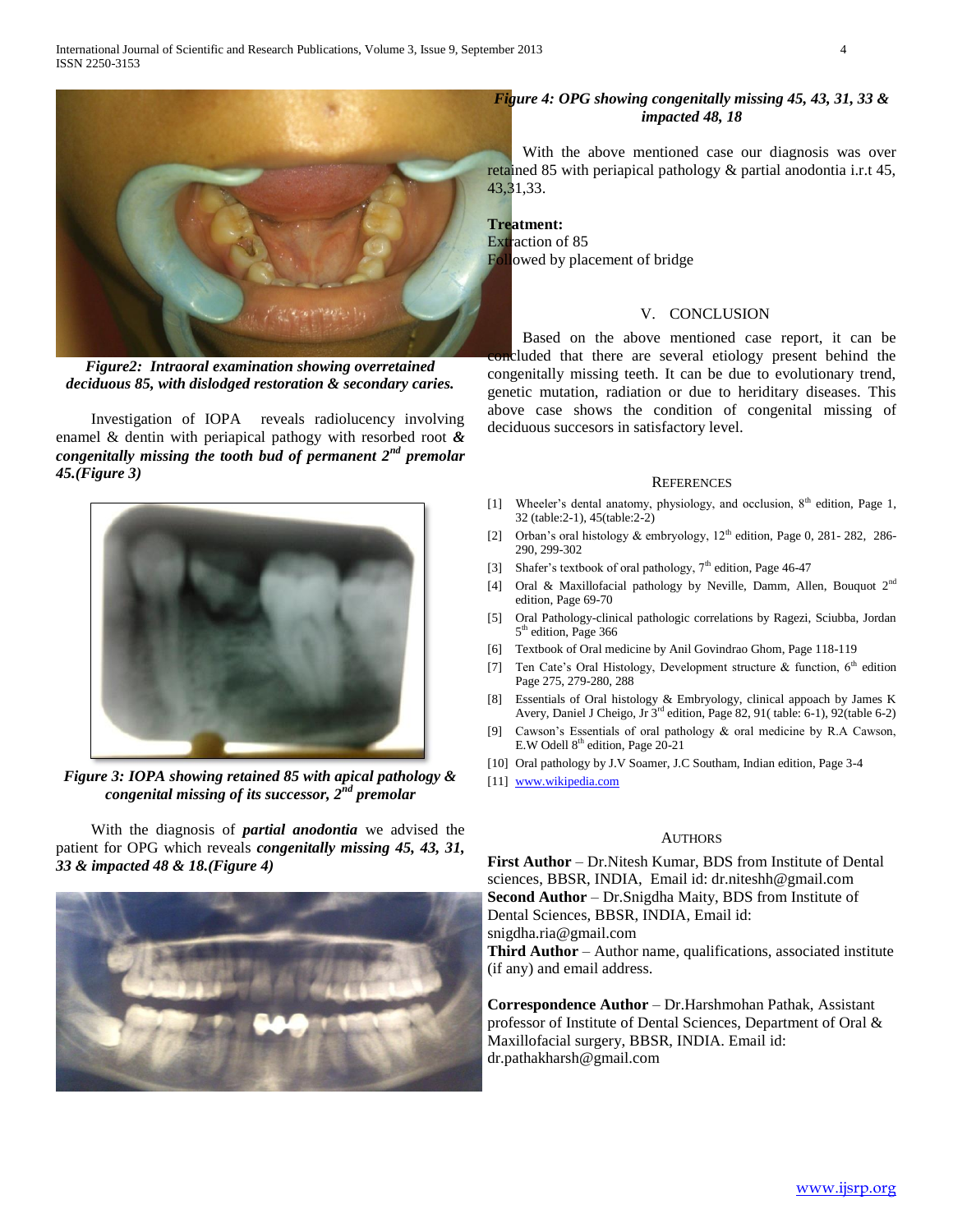*Figure2: Intraoral examination showing overretained deciduous 85, with dislodged restoration & secondary caries.*

Investigation of IOPA reveals radiolucency involving enamel & dentin with periapical pathology with resorbed root ***& congenitally missing the tooth bud of permanent 2nd premolar 45.(Figure 3)***

***Figure 3: IOPA showing retained 85 with apical pathology & congenital missing of its successor, 2nd premolar***

With the diagnosis of ***partial anodontia*** we advised the patient for OPG which reveals ***congenitally missing 45, 43, 31, 33 & impacted 48 & 18.(Figure 4)***

***Figure 4: OPG showing congenitally missing 45, 43, 31, 33 & impacted 48, 18***

With the above mentioned case our diagnosis was over retained 85 with periapical pathology & partial anodontia i.r.t 45, 43,31,33.

**Treatment:**
Extraction of 85
Followed by placement of bridge

## V. CONCLUSION

Based on the above mentioned case report, it can be concluded that there are several etiology present behind the congenitally missing teeth. It can be due to evolutionary trend, genetic mutation, radiation or due to heriditary diseases. This above case shows the condition of congenital missing of deciduous succesors in satisfactory level.

## REFERENCES

[1] Wheeler's dental anatomy, physiology, and occlusion, 8th edition, Page 1, 32 (table:2-1), 45(table:2-2)

[2] Orban's oral histology & embryology, 12th edition, Page 0, 281- 282, 286-290, 299-302

[3] Shafer's textbook of oral pathology, 7th edition, Page 46-47

[4] Oral & Maxillofacial pathology by Neville, Damm, Allen, Bouquot 2nd edition, Page 69-70

[5] Oral Pathology-clinical pathologic correlations by Regezi, Sciubba, Jordan 5th edition, Page 366

[6] Textbook of Oral medicine by Anil Govindrao Ghom, Page 118-119

[7] Ten Cate's Oral Histology, Development structure & function, 6th edition Page 275, 279-280, 288

[8] Essentials of Oral histology & Embryology, clinical appoach by James K Avery, Daniel J Cheigo, Jr 3rd edition, Page 82, 91( table: 6-1), 92(table 6-2)

[9] Cawson's Essentials of oral pathology & oral medicine by R.A Cawson, E.W Odell 8th edition, Page 20-21

[10] Oral pathology by J.V Soamer, J.C Southam, Indian edition, Page 3-4

[11] www.wikipedia.com

## AUTHORS

**First Author** – Dr.Nitesh Kumar, BDS from Institute of Dental sciences, BBSR, INDIA, Email id: dr.niteshh@gmail.com
**Second Author** – Dr.Snigdha Maity, BDS from Institute of Dental Sciences, BBSR, INDIA, Email id: snigdha.ria@gmail.com
**Third Author** – Author name, qualifications, associated institute (if any) and email address.

**Correspondence Author** – Dr.Harshmohan Pathak, Assistant professor of Institute of Dental Sciences, Department of Oral & Maxillofacial surgery, BBSR, INDIA. Email id: dr.pathakharsh@gmail.com